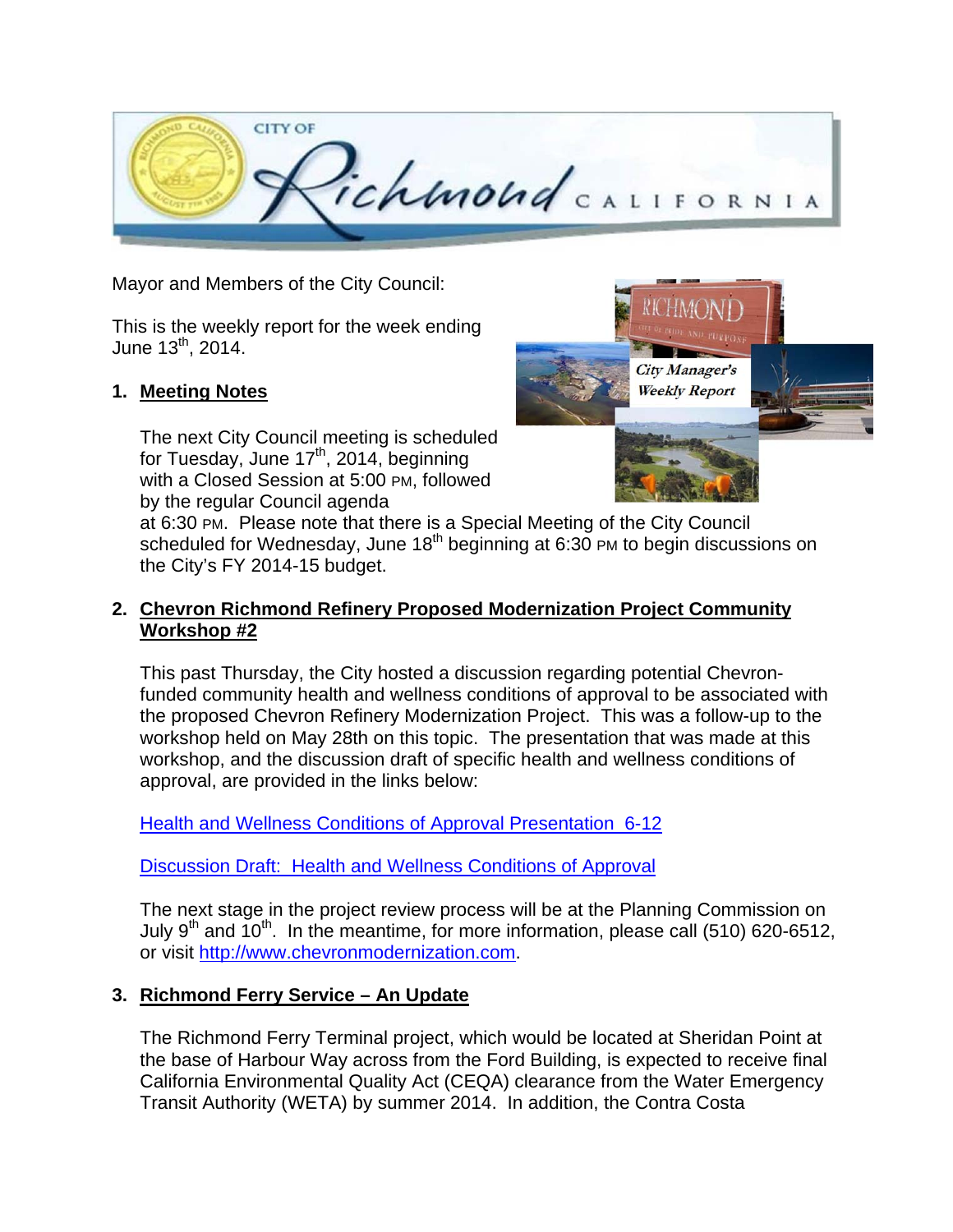Mayor and Members of the City Council:

This is the weekly report for the week ending June 13th, 2014.

## 1. Meeting Notes

The next City Council meeting is scheduled for Tuesday, June 17th, 2014, beginning with a Closed Session at 5:00 PM, followed by the regular Council agenda at 6:30 PM. Please note that there is a Special Meeting of the City Council scheduled for Wednesday, June 18th beginning at 6:30 PM to begin discussions on the City's FY 2014-15 budget.

## 2. Chevron Richmond Refinery Proposed Modernization Project Community Workshop #2

This past Thursday, the City hosted a discussion regarding potential Chevron-funded community health and wellness conditions of approval to be associated with the proposed Chevron Refinery Modernization Project. This was a follow-up to the workshop held on May 28th on this topic. The presentation that was made at this workshop, and the discussion draft of specific health and wellness conditions of approval, are provided in the links below:

Health and Wellness Conditions of Approval Presentation 6-12

Discussion Draft: Health and Wellness Conditions of Approval

The next stage in the project review process will be at the Planning Commission on July 9th and 10th. In the meantime, for more information, please call (510) 620-6512, or visit http://www.chevronmodernization.com.

## 3. Richmond Ferry Service – An Update

The Richmond Ferry Terminal project, which would be located at Sheridan Point at the base of Harbour Way across from the Ford Building, is expected to receive final California Environmental Quality Act (CEQA) clearance from the Water Emergency Transit Authority (WETA) by summer 2014. In addition, the Contra Costa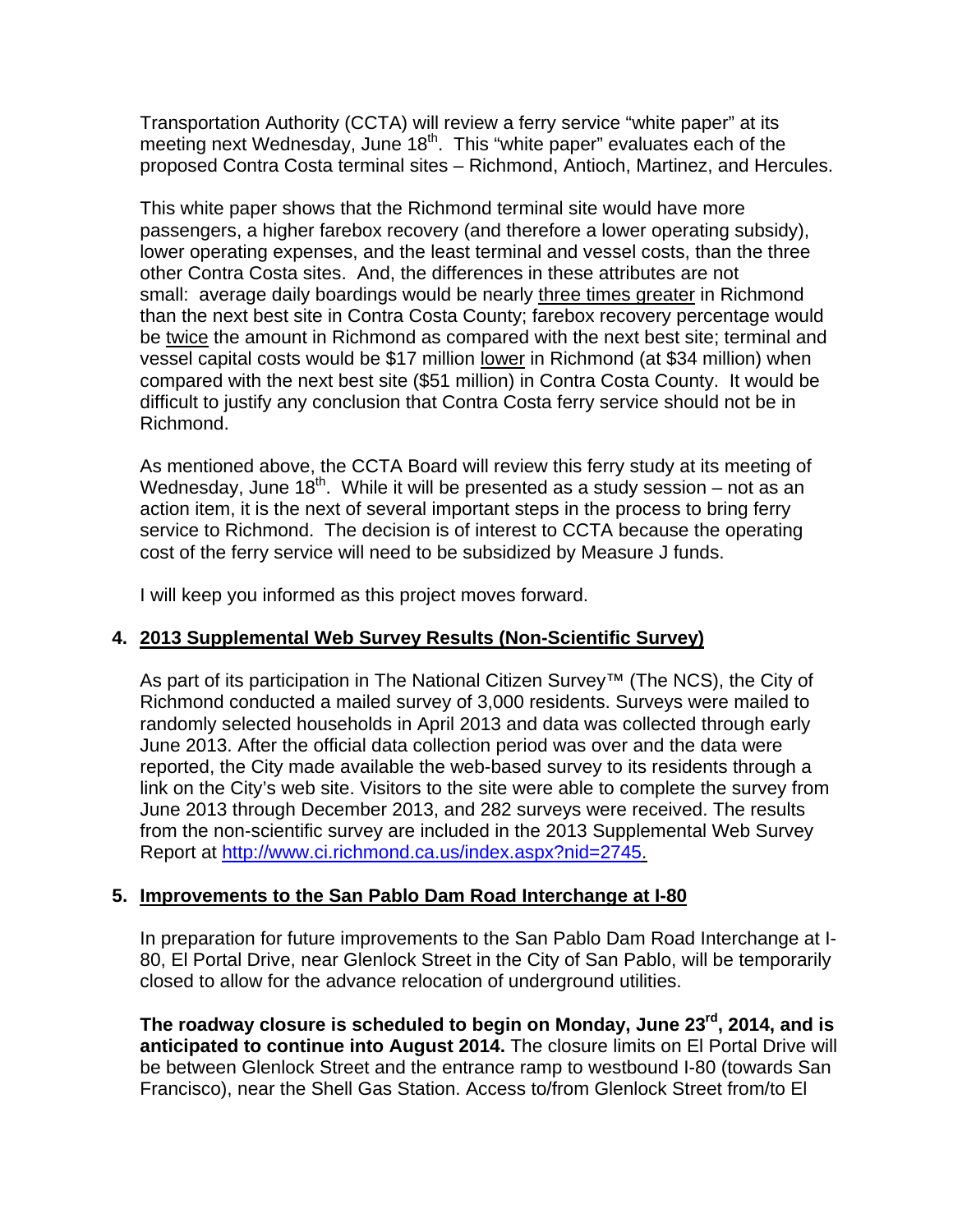Transportation Authority (CCTA) will review a ferry service "white paper" at its meeting next Wednesday, June 18th. This "white paper" evaluates each of the proposed Contra Costa terminal sites – Richmond, Antioch, Martinez, and Hercules.

This white paper shows that the Richmond terminal site would have more passengers, a higher farebox recovery (and therefore a lower operating subsidy), lower operating expenses, and the least terminal and vessel costs, than the three other Contra Costa sites. And, the differences in these attributes are not small: average daily boardings would be nearly <u>three times greater</u> in Richmond than the next best site in Contra Costa County; farebox recovery percentage would be <u>twice</u> the amount in Richmond as compared with the next best site; terminal and vessel capital costs would be $17 million <u>lower</u> in Richmond (at $34 million) when compared with the next best site ($51 million) in Contra Costa County. It would be difficult to justify any conclusion that Contra Costa ferry service should not be in Richmond.

As mentioned above, the CCTA Board will review this ferry study at its meeting of Wednesday, June 18th. While it will be presented as a study session – not as an action item, it is the next of several important steps in the process to bring ferry service to Richmond. The decision is of interest to CCTA because the operating cost of the ferry service will need to be subsidized by Measure J funds.

I will keep you informed as this project moves forward.

4. **<u>2013 Supplemental Web Survey Results (Non-Scientific Survey)</u>**

As part of its participation in The National Citizen Survey™ (The NCS), the City of Richmond conducted a mailed survey of 3,000 residents. Surveys were mailed to randomly selected households in April 2013 and data was collected through early June 2013. After the official data collection period was over and the data were reported, the City made available the web-based survey to its residents through a link on the City's web site. Visitors to the site were able to complete the survey from June 2013 through December 2013, and 282 surveys were received. The results from the non-scientific survey are included in the 2013 Supplemental Web Survey Report at http://www.ci.richmond.ca.us/index.aspx?nid=2745.

5. **<u>Improvements to the San Pablo Dam Road Interchange at I-80</u>**

In preparation for future improvements to the San Pablo Dam Road Interchange at I-80, El Portal Drive, near Glenlock Street in the City of San Pablo, will be temporarily closed to allow for the advance relocation of underground utilities.

**The roadway closure is scheduled to begin on Monday, June 23rd, 2014, and is anticipated to continue into August 2014.** The closure limits on El Portal Drive will be between Glenlock Street and the entrance ramp to westbound I-80 (towards San Francisco), near the Shell Gas Station. Access to/from Glenlock Street from/to El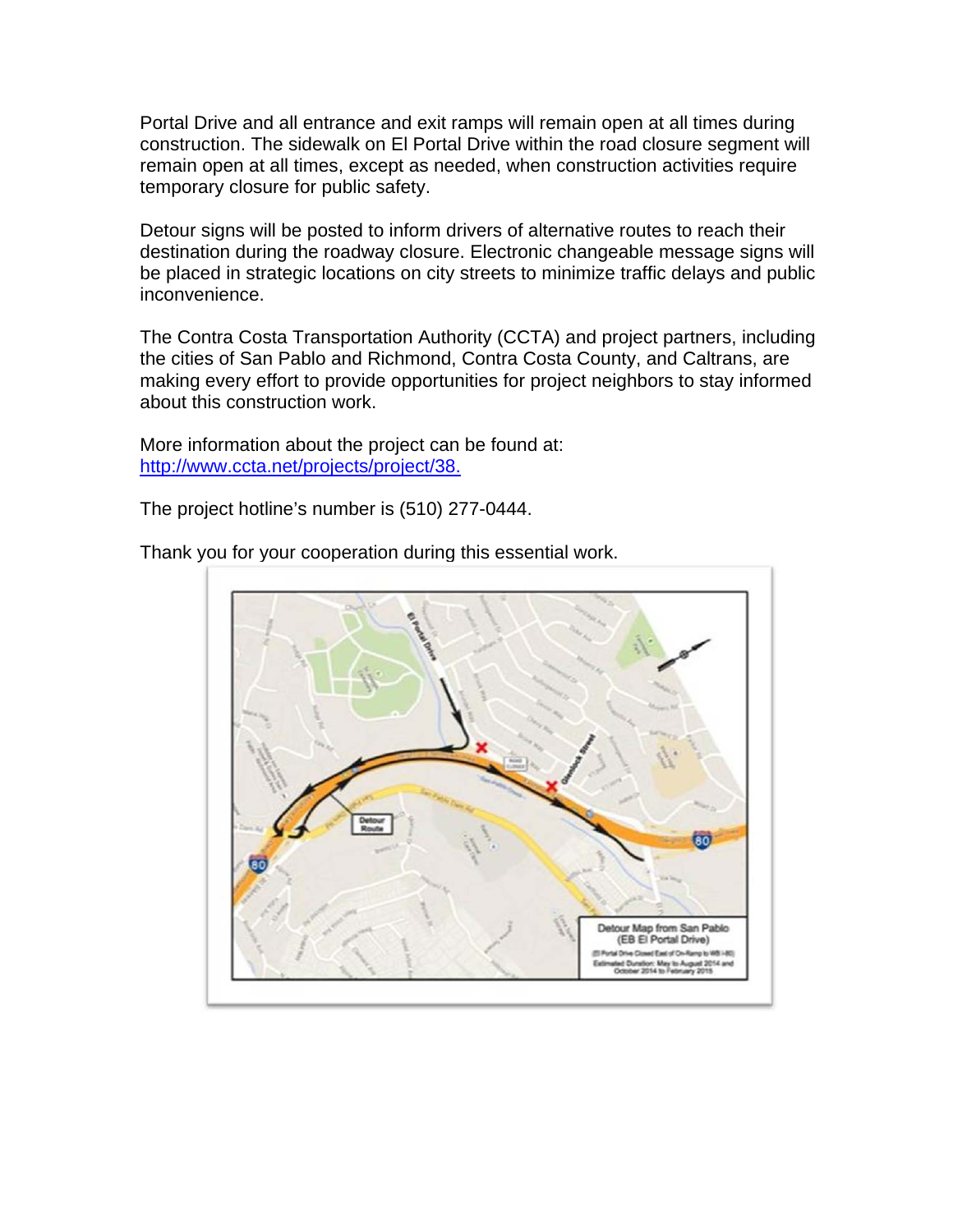Portal Drive and all entrance and exit ramps will remain open at all times during construction. The sidewalk on El Portal Drive within the road closure segment will remain open at all times, except as needed, when construction activities require temporary closure for public safety.

Detour signs will be posted to inform drivers of alternative routes to reach their destination during the roadway closure. Electronic changeable message signs will be placed in strategic locations on city streets to minimize traffic delays and public inconvenience.

The Contra Costa Transportation Authority (CCTA) and project partners, including the cities of San Pablo and Richmond, Contra Costa County, and Caltrans, are making every effort to provide opportunities for project neighbors to stay informed about this construction work.

More information about the project can be found at:
[http://www.ccta.net/projects/project/38.](http://www.ccta.net/projects/project/38)

The project hotline's number is (510) 277-0444.

Thank you for your cooperation during this essential work.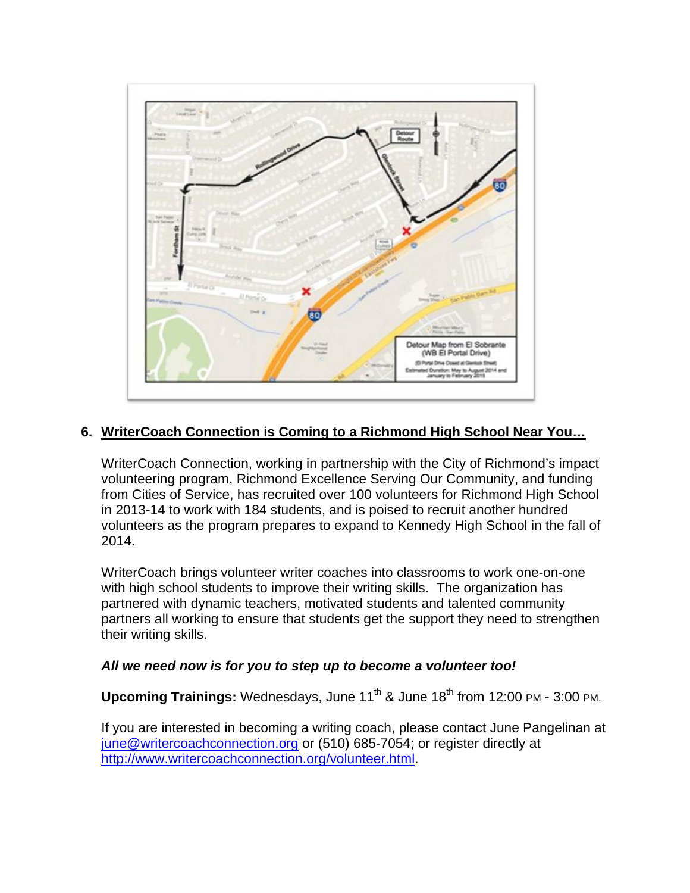## 6. WriterCoach Connection is Coming to a Richmond High School Near You…

WriterCoach Connection, working in partnership with the City of Richmond's impact volunteering program, Richmond Excellence Serving Our Community, and funding from Cities of Service, has recruited over 100 volunteers for Richmond High School in 2013-14 to work with 184 students, and is poised to recruit another hundred volunteers as the program prepares to expand to Kennedy High School in the fall of 2014.

WriterCoach brings volunteer writer coaches into classrooms to work one-on-one with high school students to improve their writing skills. The organization has partnered with dynamic teachers, motivated students and talented community partners all working to ensure that students get the support they need to strengthen their writing skills.

***All we need now is for you to step up to become a volunteer too!***

**Upcoming Trainings:** Wednesdays, June 11th & June 18th from 12:00 PM - 3:00 PM.

If you are interested in becoming a writing coach, please contact June Pangelinan at june@writercoachconnection.org or (510) 685-7054; or register directly at http://www.writercoachconnection.org/volunteer.html.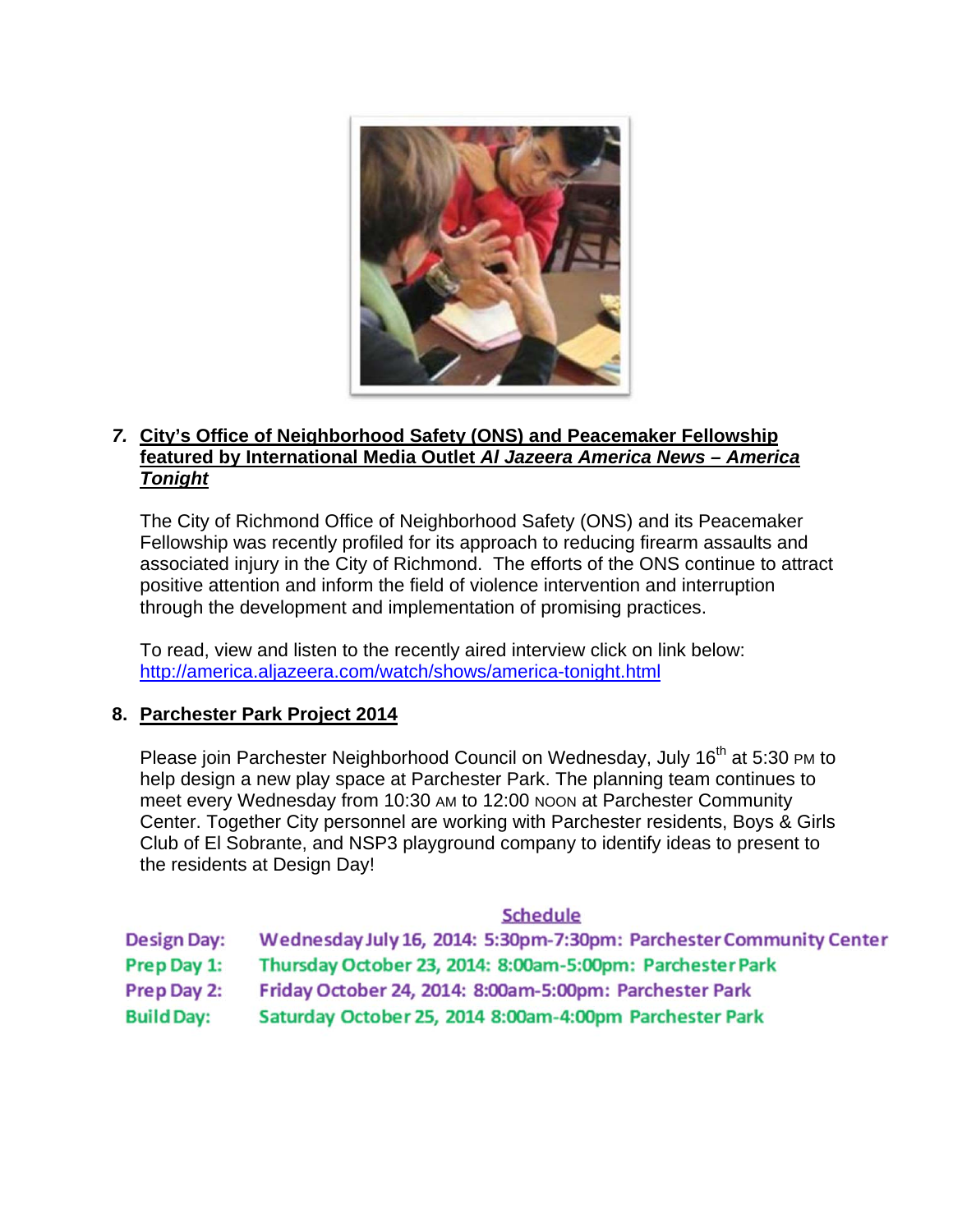## 7. City's Office of Neighborhood Safety (ONS) and Peacemaker Fellowship featured by International Media Outlet *Al Jazeera America News – America Tonight*

The City of Richmond Office of Neighborhood Safety (ONS) and its Peacemaker Fellowship was recently profiled for its approach to reducing firearm assaults and associated injury in the City of Richmond. The efforts of the ONS continue to attract positive attention and inform the field of violence intervention and interruption through the development and implementation of promising practices.

To read, view and listen to the recently aired interview click on link below:
http://america.aljazeera.com/watch/shows/america-tonight.html

## 8. Parchester Park Project 2014

Please join Parchester Neighborhood Council on Wednesday, July 16th at 5:30 PM to help design a new play space at Parchester Park. The planning team continues to meet every Wednesday from 10:30 AM to 12:00 NOON at Parchester Community Center. Together City personnel are working with Parchester residents, Boys & Girls Club of El Sobrante, and NSP3 playground company to identify ideas to present to the residents at Design Day!

**Schedule**

| | |
|---|---|
| **Design Day:** | Wednesday July 16, 2014: 5:30pm-7:30pm: Parchester Community Center |
| **Prep Day 1:** | Thursday October 23, 2014: 8:00am-5:00pm: Parchester Park |
| **Prep Day 2:** | Friday October 24, 2014: 8:00am-5:00pm: Parchester Park |
| **Build Day:** | Saturday October 25, 2014 8:00am-4:00pm Parchester Park |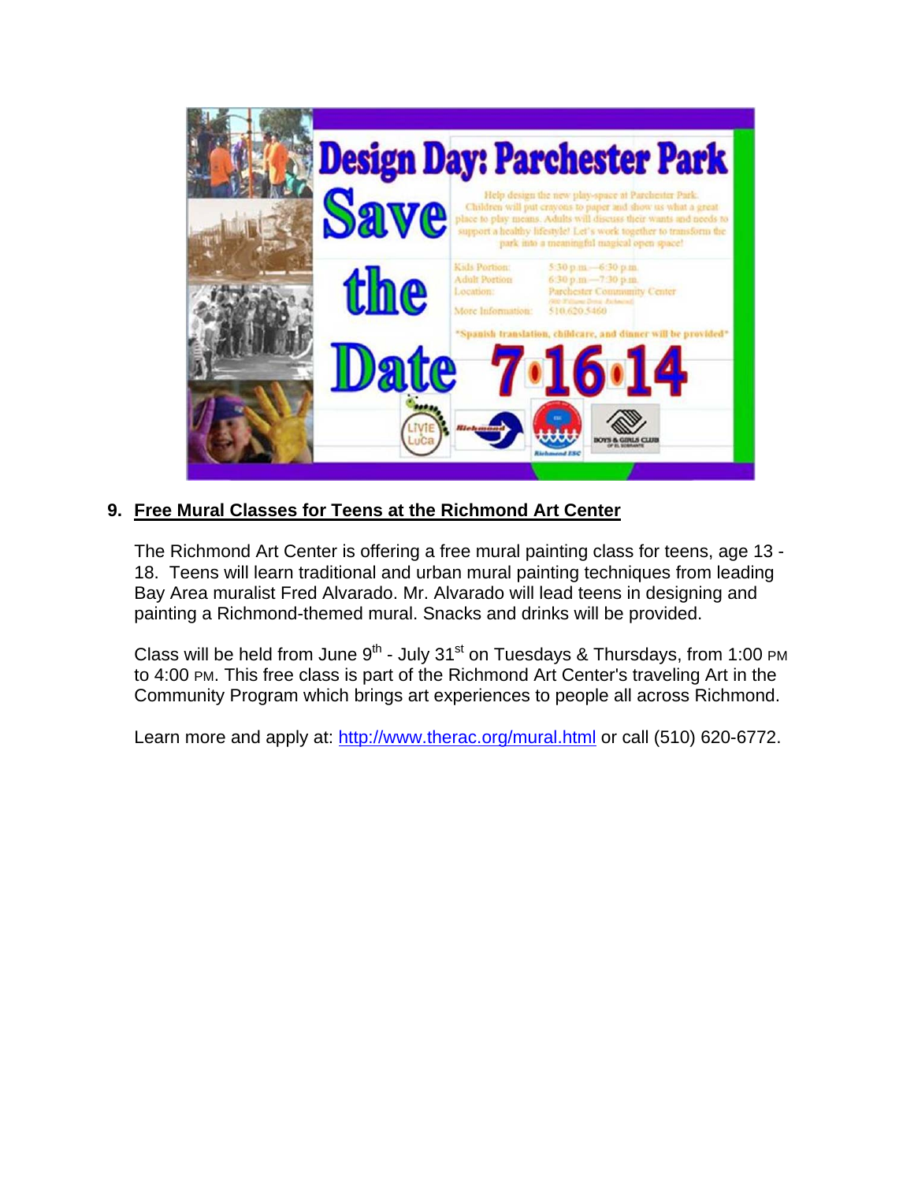Design Day: Parchester Park

Save the Date 7•16•14

Help design the new play-space at Parchester Park. Children will put crayons to paper and show us what a great place to play means. Adults will discuss their wants and needs to support a healthy lifestyle! Let's work together to transform the park into a meaningful magical open space!

Kids Portion: 5:30 p.m.—6:30 p.m.
Adult Portion: 6:30 p.m.—7:30 p.m.
Location: Parchester Community Center
More Information: 510.620.5460

*Spanish translation, childcare, and dinner will be provided*

9. **Free Mural Classes for Teens at the Richmond Art Center**

The Richmond Art Center is offering a free mural painting class for teens, age 13 - 18. Teens will learn traditional and urban mural painting techniques from leading Bay Area muralist Fred Alvarado. Mr. Alvarado will lead teens in designing and painting a Richmond-themed mural. Snacks and drinks will be provided.

Class will be held from June 9th - July 31st on Tuesdays & Thursdays, from 1:00 PM to 4:00 PM. This free class is part of the Richmond Art Center's traveling Art in the Community Program which brings art experiences to people all across Richmond.

Learn more and apply at: http://www.therac.org/mural.html or call (510) 620-6772.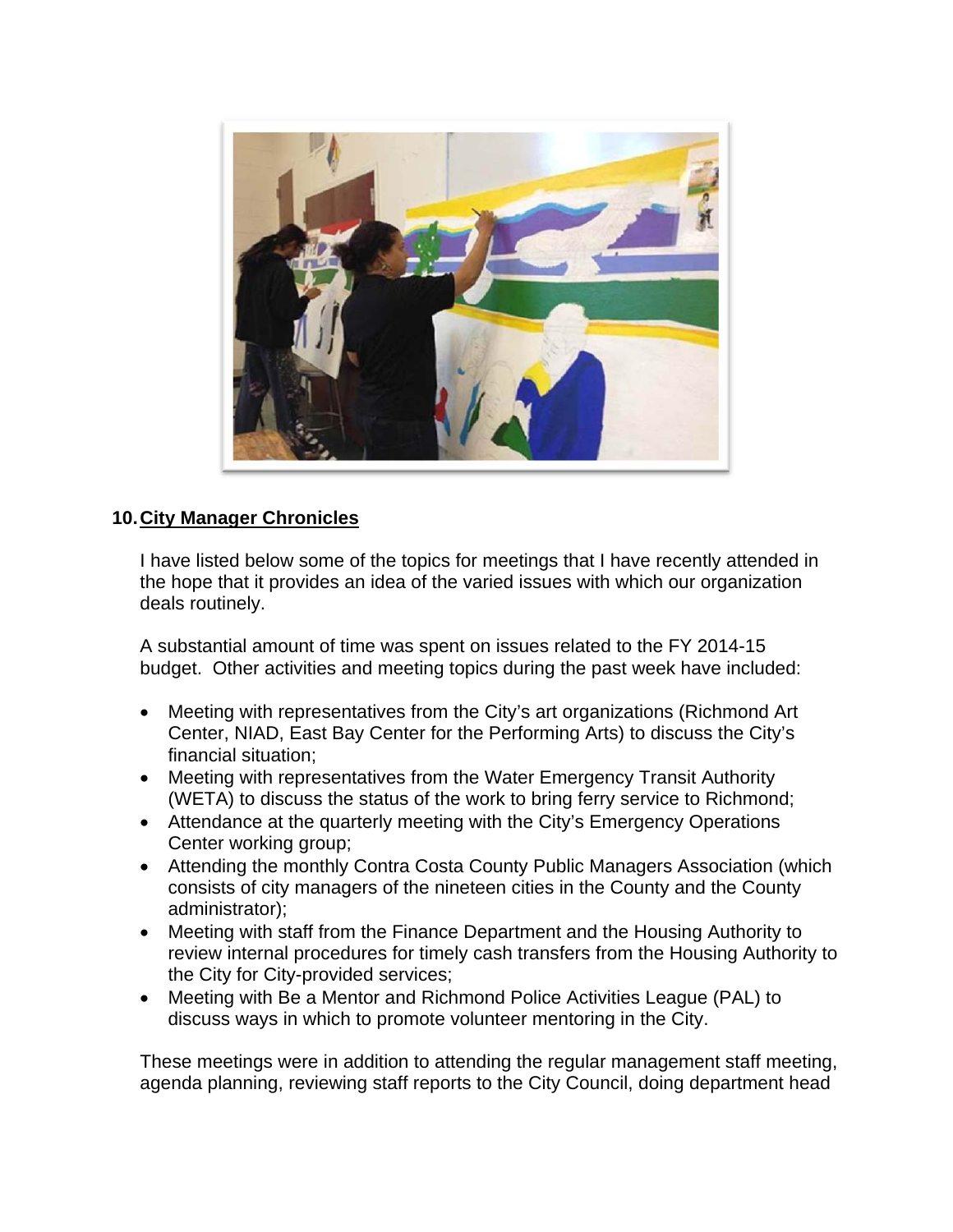## 10. City Manager Chronicles

I have listed below some of the topics for meetings that I have recently attended in the hope that it provides an idea of the varied issues with which our organization deals routinely.

A substantial amount of time was spent on issues related to the FY 2014-15 budget. Other activities and meeting topics during the past week have included:

- Meeting with representatives from the City's art organizations (Richmond Art Center, NIAD, East Bay Center for the Performing Arts) to discuss the City's financial situation;
- Meeting with representatives from the Water Emergency Transit Authority (WETA) to discuss the status of the work to bring ferry service to Richmond;
- Attendance at the quarterly meeting with the City's Emergency Operations Center working group;
- Attending the monthly Contra Costa County Public Managers Association (which consists of city managers of the nineteen cities in the County and the County administrator);
- Meeting with staff from the Finance Department and the Housing Authority to review internal procedures for timely cash transfers from the Housing Authority to the City for City-provided services;
- Meeting with Be a Mentor and Richmond Police Activities League (PAL) to discuss ways in which to promote volunteer mentoring in the City.

These meetings were in addition to attending the regular management staff meeting, agenda planning, reviewing staff reports to the City Council, doing department head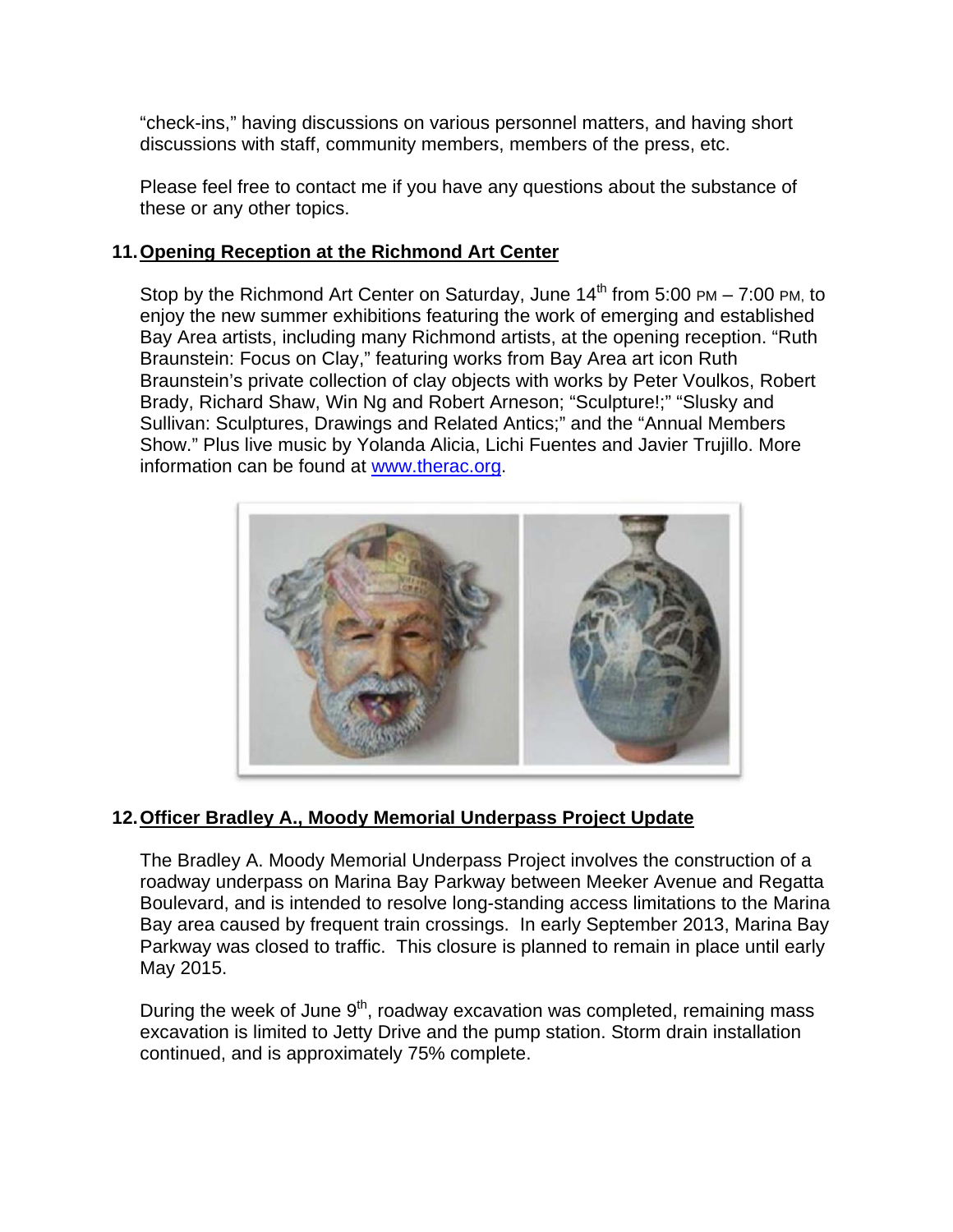"check-ins," having discussions on various personnel matters, and having short discussions with staff, community members, members of the press, etc.

Please feel free to contact me if you have any questions about the substance of these or any other topics.

## 11. Opening Reception at the Richmond Art Center

Stop by the Richmond Art Center on Saturday, June 14th from 5:00 PM – 7:00 PM, to enjoy the new summer exhibitions featuring the work of emerging and established Bay Area artists, including many Richmond artists, at the opening reception. "Ruth Braunstein: Focus on Clay," featuring works from Bay Area art icon Ruth Braunstein's private collection of clay objects with works by Peter Voulkos, Robert Brady, Richard Shaw, Win Ng and Robert Arneson; "Sculpture!;" "Slusky and Sullivan: Sculptures, Drawings and Related Antics;" and the "Annual Members Show." Plus live music by Yolanda Alicia, Lichi Fuentes and Javier Trujillo. More information can be found at www.therac.org.

## 12. Officer Bradley A., Moody Memorial Underpass Project Update

The Bradley A. Moody Memorial Underpass Project involves the construction of a roadway underpass on Marina Bay Parkway between Meeker Avenue and Regatta Boulevard, and is intended to resolve long-standing access limitations to the Marina Bay area caused by frequent train crossings. In early September 2013, Marina Bay Parkway was closed to traffic. This closure is planned to remain in place until early May 2015.

During the week of June 9th, roadway excavation was completed, remaining mass excavation is limited to Jetty Drive and the pump station. Storm drain installation continued, and is approximately 75% complete.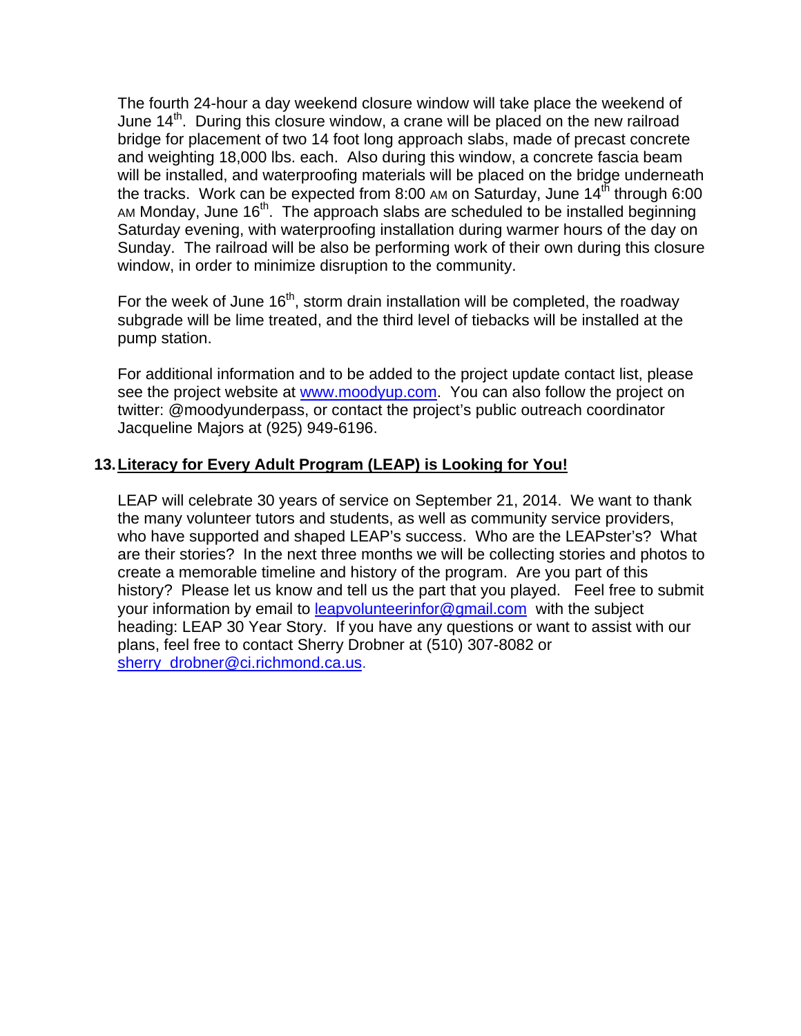The fourth 24-hour a day weekend closure window will take place the weekend of June 14th. During this closure window, a crane will be placed on the new railroad bridge for placement of two 14 foot long approach slabs, made of precast concrete and weighting 18,000 lbs. each. Also during this window, a concrete fascia beam will be installed, and waterproofing materials will be placed on the bridge underneath the tracks. Work can be expected from 8:00 AM on Saturday, June 14th through 6:00 AM Monday, June 16th. The approach slabs are scheduled to be installed beginning Saturday evening, with waterproofing installation during warmer hours of the day on Sunday. The railroad will be also be performing work of their own during this closure window, in order to minimize disruption to the community.

For the week of June 16th, storm drain installation will be completed, the roadway subgrade will be lime treated, and the third level of tiebacks will be installed at the pump station.

For additional information and to be added to the project update contact list, please see the project website at www.moodyup.com. You can also follow the project on twitter: @moodyunderpass, or contact the project's public outreach coordinator Jacqueline Majors at (925) 949-6196.

## 13. Literacy for Every Adult Program (LEAP) is Looking for You!

LEAP will celebrate 30 years of service on September 21, 2014. We want to thank the many volunteer tutors and students, as well as community service providers, who have supported and shaped LEAP's success. Who are the LEAPster's? What are their stories? In the next three months we will be collecting stories and photos to create a memorable timeline and history of the program. Are you part of this history? Please let us know and tell us the part that you played. Feel free to submit your information by email to leapvolunteerinfor@gmail.com with the subject heading: LEAP 30 Year Story. If you have any questions or want to assist with our plans, feel free to contact Sherry Drobner at (510) 307-8082 or sherry_drobner@ci.richmond.ca.us.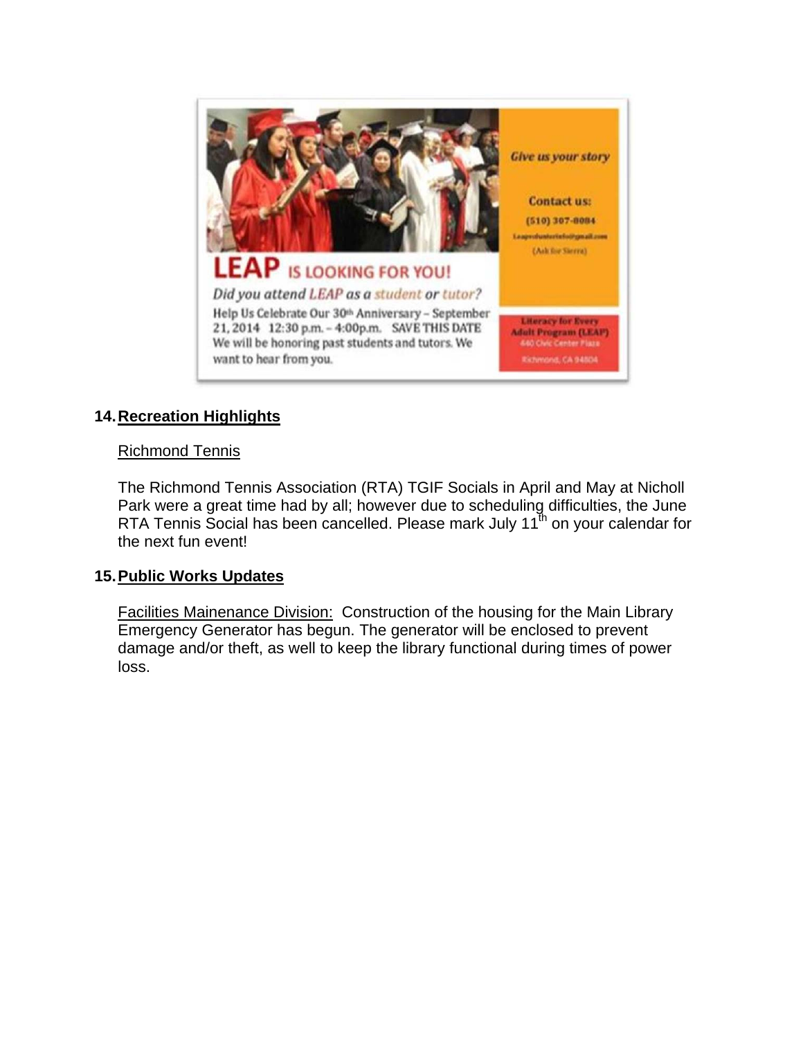**LEAP** IS LOOKING FOR YOU!

*Did you attend LEAP as a student or tutor?*

Help Us Celebrate Our 30th Anniversary – September 21, 2014 12:30 p.m. – 4:00p.m. SAVE THIS DATE

We will be honoring past students and tutors. We want to hear from you.

*Give us your story*

Contact us:

(510) 307-8084

Leapvolunteerinfo@gmail.com

(Ask for Sierra)

Literacy for Every Adult Program (LEAP)

440 Civic Center Plaza

Richmond, CA 94804

## 14. Recreation Highlights

Richmond Tennis

The Richmond Tennis Association (RTA) TGIF Socials in April and May at Nicholl Park were a great time had by all; however due to scheduling difficulties, the June RTA Tennis Social has been cancelled. Please mark July 11th on your calendar for the next fun event!

## 15. Public Works Updates

Facilities Mainenance Division: Construction of the housing for the Main Library Emergency Generator has begun. The generator will be enclosed to prevent damage and/or theft, as well to keep the library functional during times of power loss.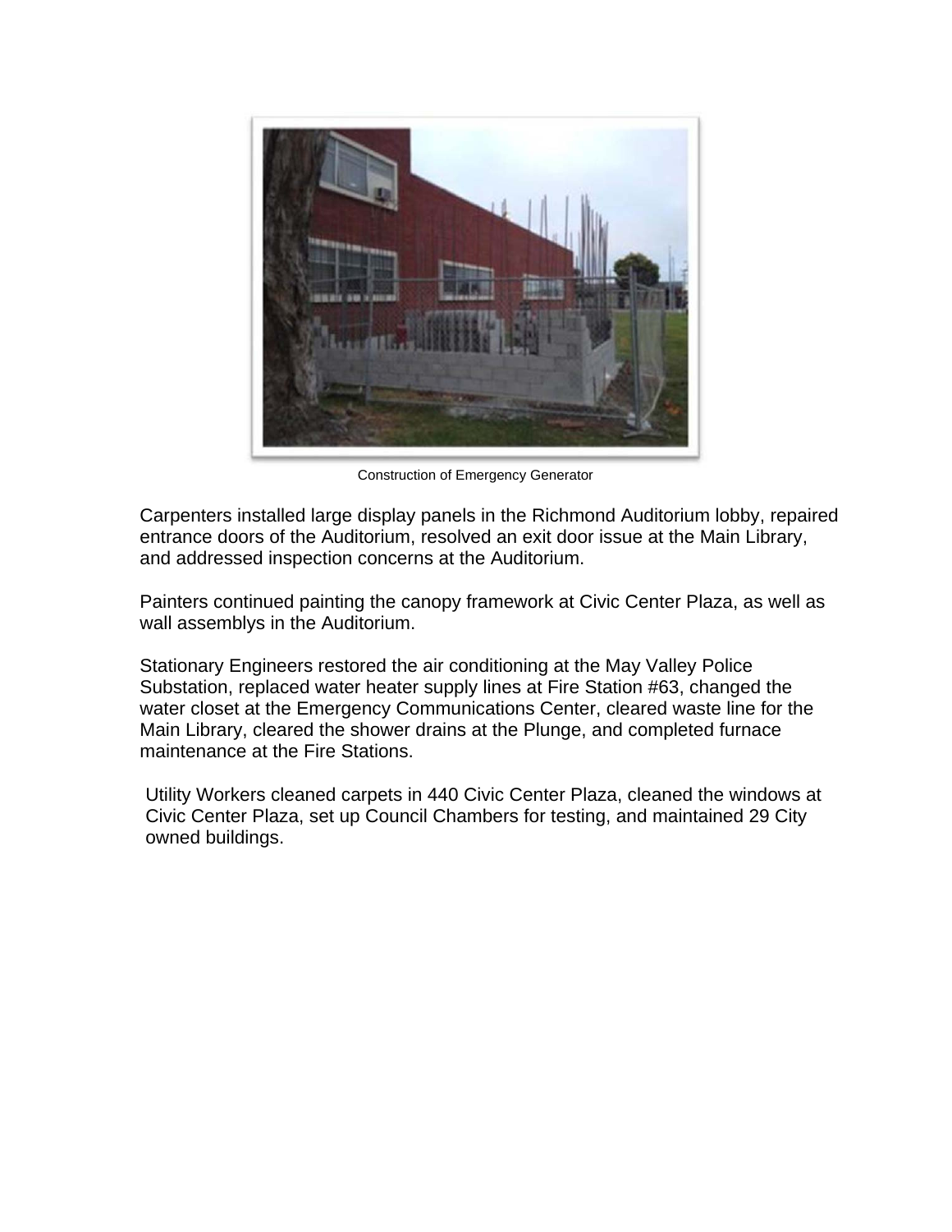Construction of Emergency Generator

Carpenters installed large display panels in the Richmond Auditorium lobby, repaired entrance doors of the Auditorium, resolved an exit door issue at the Main Library, and addressed inspection concerns at the Auditorium.

Painters continued painting the canopy framework at Civic Center Plaza, as well as wall assemblys in the Auditorium.

Stationary Engineers restored the air conditioning at the May Valley Police Substation, replaced water heater supply lines at Fire Station #63, changed the water closet at the Emergency Communications Center, cleared waste line for the Main Library, cleared the shower drains at the Plunge, and completed furnace maintenance at the Fire Stations.

Utility Workers cleaned carpets in 440 Civic Center Plaza, cleaned the windows at Civic Center Plaza, set up Council Chambers for testing, and maintained 29 City owned buildings.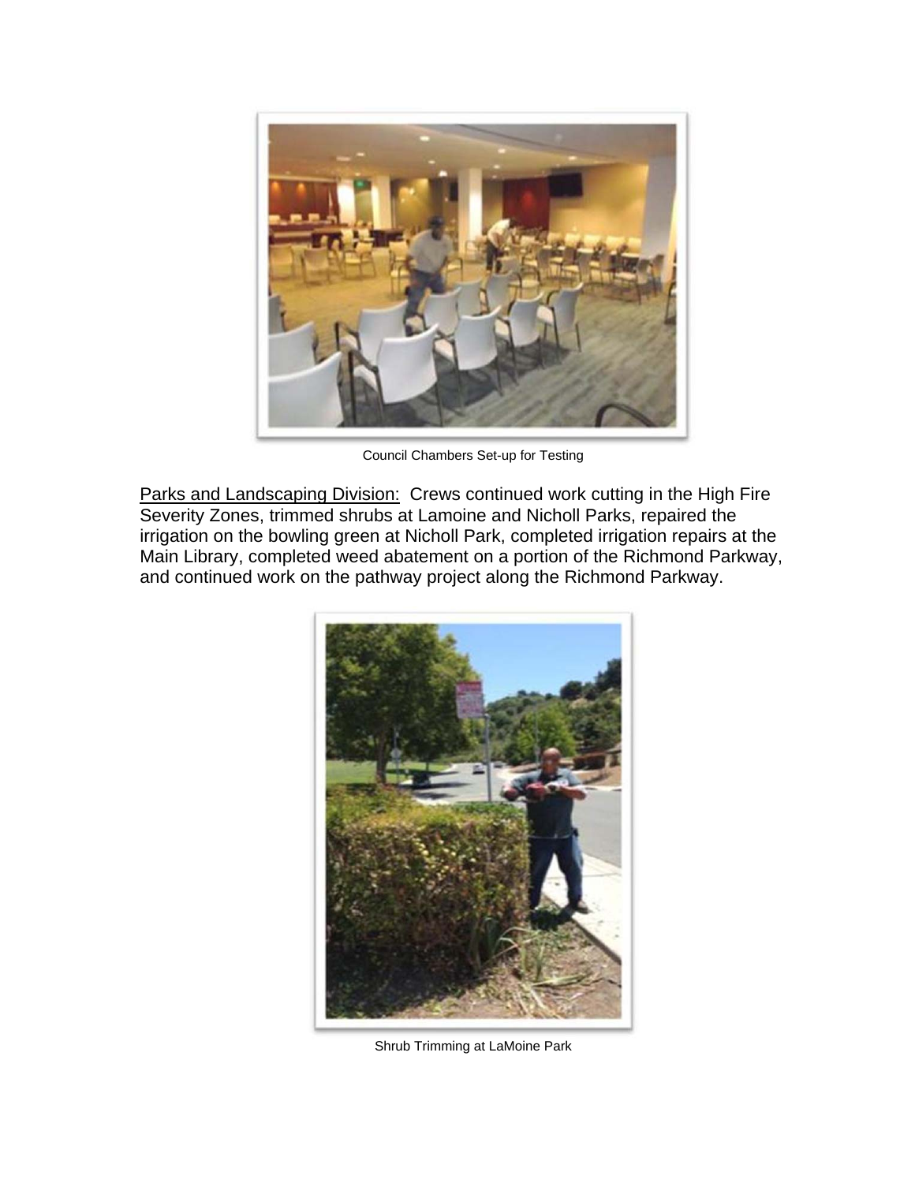Council Chambers Set-up for Testing

Parks and Landscaping Division: Crews continued work cutting in the High Fire Severity Zones, trimmed shrubs at Lamoine and Nicholl Parks, repaired the irrigation on the bowling green at Nicholl Park, completed irrigation repairs at the Main Library, completed weed abatement on a portion of the Richmond Parkway, and continued work on the pathway project along the Richmond Parkway.

Shrub Trimming at LaMoine Park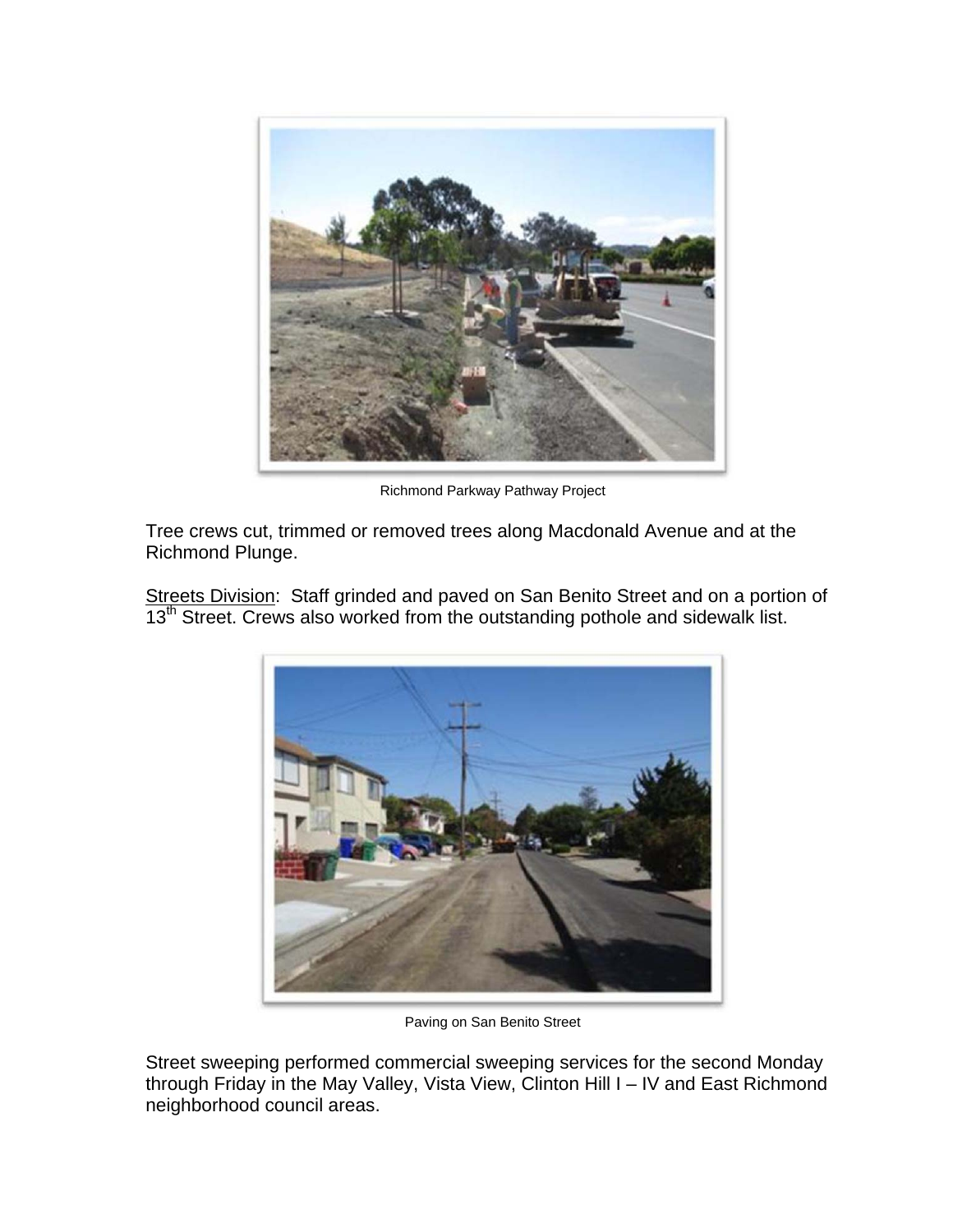Richmond Parkway Pathway Project

Tree crews cut, trimmed or removed trees along Macdonald Avenue and at the Richmond Plunge.

Streets Division: Staff grinded and paved on San Benito Street and on a portion of 13th Street. Crews also worked from the outstanding pothole and sidewalk list.

Paving on San Benito Street

Street sweeping performed commercial sweeping services for the second Monday through Friday in the May Valley, Vista View, Clinton Hill I – IV and East Richmond neighborhood council areas.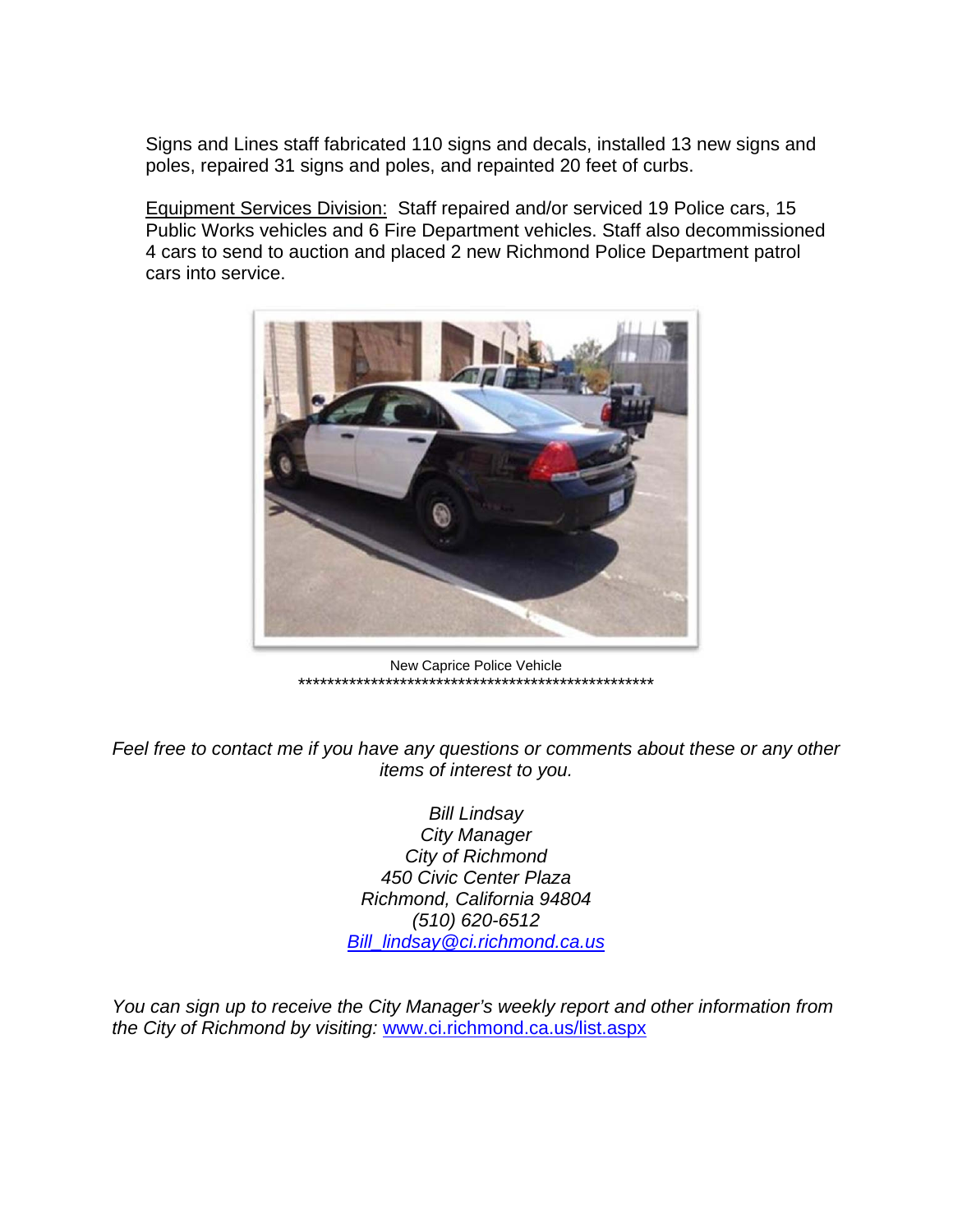Signs and Lines staff fabricated 110 signs and decals, installed 13 new signs and poles, repaired 31 signs and poles, and repainted 20 feet of curbs.

Equipment Services Division: Staff repaired and/or serviced 19 Police cars, 15 Public Works vehicles and 6 Fire Department vehicles. Staff also decommissioned 4 cars to send to auction and placed 2 new Richmond Police Department patrol cars into service.

New Caprice Police Vehicle

***************************************************

*Feel free to contact me if you have any questions or comments about these or any other items of interest to you.*

*Bill Lindsay*
*City Manager*
*City of Richmond*
*450 Civic Center Plaza*
*Richmond, California 94804*
*(510) 620-6512*
*Bill_lindsay@ci.richmond.ca.us*

*You can sign up to receive the City Manager's weekly report and other information from the City of Richmond by visiting:* www.ci.richmond.ca.us/list.aspx